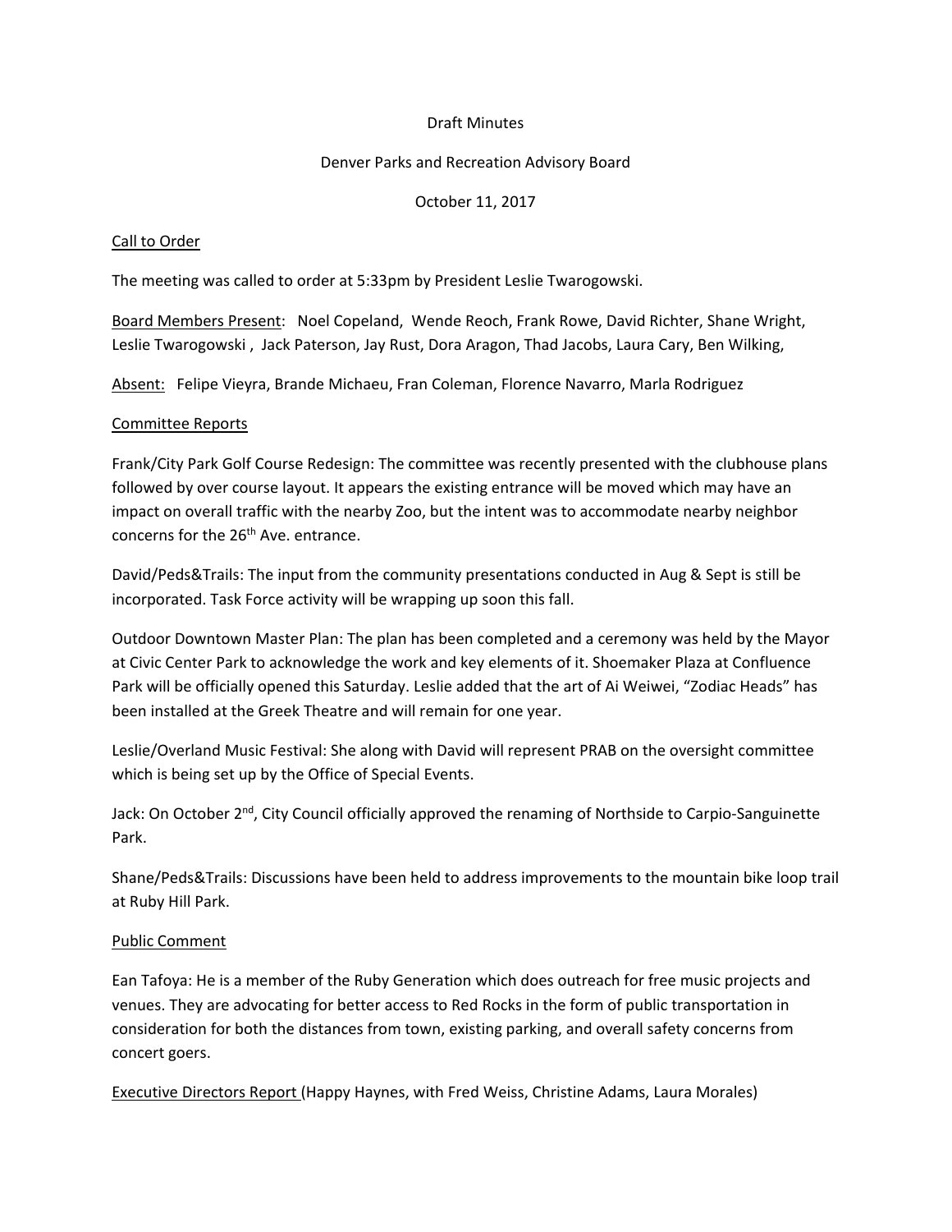Draft Minutes

Denver Parks and Recreation Advisory Board

October 11, 2017

## Call to Order

The meeting was called to order at 5:33pm by President Leslie Twarogowski.

Board Members Present: Noel Copeland, Wende Reoch, Frank Rowe, David Richter, Shane Wright, Leslie Twarogowski , Jack Paterson, Jay Rust, Dora Aragon, Thad Jacobs, Laura Cary, Ben Wilking,

Absent: Felipe Vieyra, Brande Michaeu, Fran Coleman, Florence Navarro, Marla Rodriguez

## Committee Reports

Frank/City Park Golf Course Redesign: The committee was recently presented with the clubhouse plans followed by over course layout. It appears the existing entrance will be moved which may have an impact on overall traffic with the nearby Zoo, but the intent was to accommodate nearby neighbor concerns for the 26th Ave. entrance.

David/Peds&Trails: The input from the community presentations conducted in Aug & Sept is still be incorporated. Task Force activity will be wrapping up soon this fall.

Outdoor Downtown Master Plan: The plan has been completed and a ceremony was held by the Mayor at Civic Center Park to acknowledge the work and key elements of it. Shoemaker Plaza at Confluence Park will be officially opened this Saturday. Leslie added that the art of Ai Weiwei, "Zodiac Heads" has been installed at the Greek Theatre and will remain for one year.

Leslie/Overland Music Festival: She along with David will represent PRAB on the oversight committee which is being set up by the Office of Special Events.

Jack: On October 2nd, City Council officially approved the renaming of Northside to Carpio-Sanguinette Park.

Shane/Peds&Trails: Discussions have been held to address improvements to the mountain bike loop trail at Ruby Hill Park.

## Public Comment

Ean Tafoya: He is a member of the Ruby Generation which does outreach for free music projects and venues. They are advocating for better access to Red Rocks in the form of public transportation in consideration for both the distances from town, existing parking, and overall safety concerns from concert goers.

## Executive Directors Report (Happy Haynes, with Fred Weiss, Christine Adams, Laura Morales)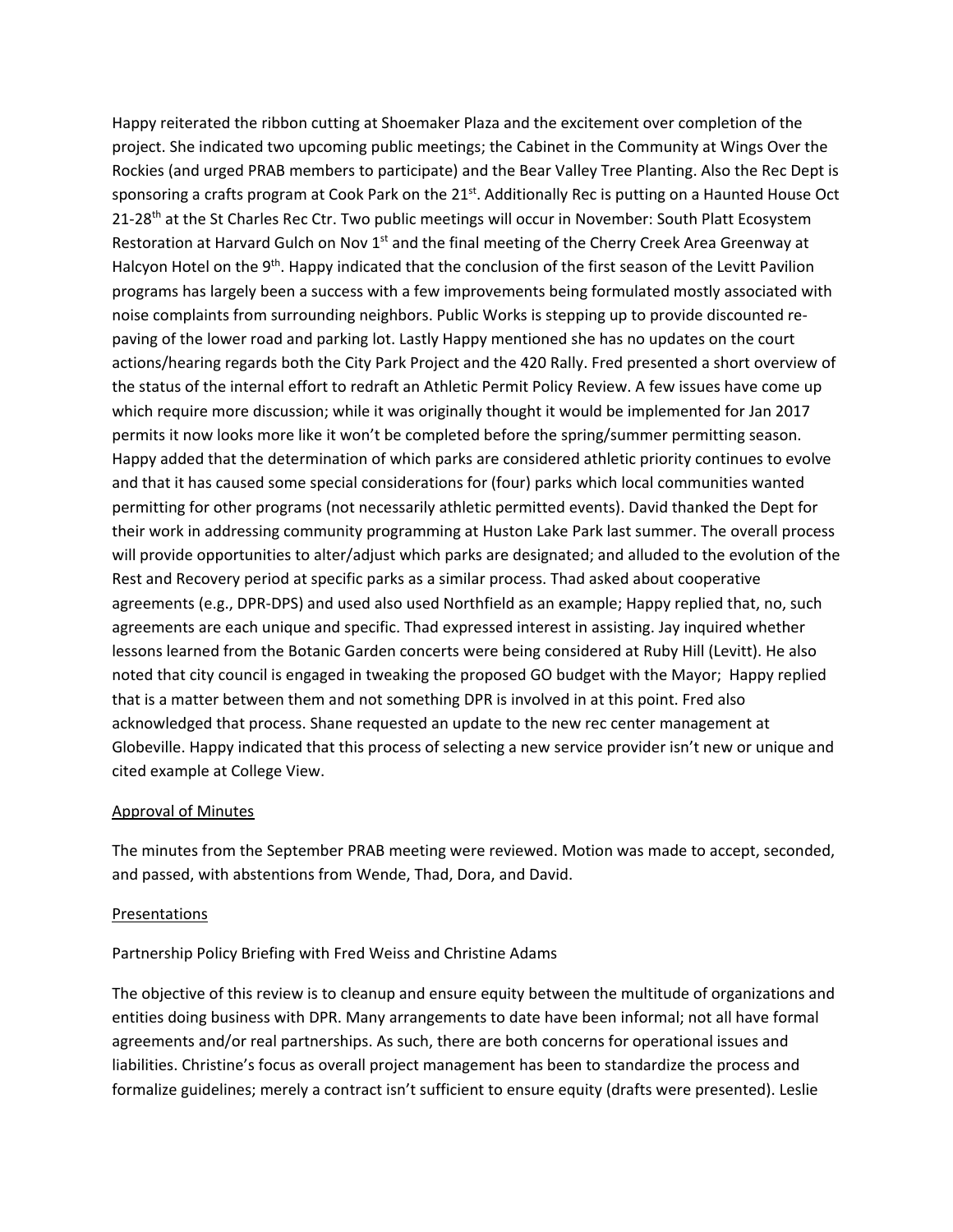Happy reiterated the ribbon cutting at Shoemaker Plaza and the excitement over completion of the project. She indicated two upcoming public meetings; the Cabinet in the Community at Wings Over the Rockies (and urged PRAB members to participate) and the Bear Valley Tree Planting. Also the Rec Dept is sponsoring a crafts program at Cook Park on the 21st. Additionally Rec is putting on a Haunted House Oct 21-28th at the St Charles Rec Ctr. Two public meetings will occur in November: South Platt Ecosystem Restoration at Harvard Gulch on Nov 1st and the final meeting of the Cherry Creek Area Greenway at Halcyon Hotel on the 9th. Happy indicated that the conclusion of the first season of the Levitt Pavilion programs has largely been a success with a few improvements being formulated mostly associated with noise complaints from surrounding neighbors. Public Works is stepping up to provide discounted re-paving of the lower road and parking lot. Lastly Happy mentioned she has no updates on the court actions/hearing regards both the City Park Project and the 420 Rally. Fred presented a short overview of the status of the internal effort to redraft an Athletic Permit Policy Review. A few issues have come up which require more discussion; while it was originally thought it would be implemented for Jan 2017 permits it now looks more like it won't be completed before the spring/summer permitting season. Happy added that the determination of which parks are considered athletic priority continues to evolve and that it has caused some special considerations for (four) parks which local communities wanted permitting for other programs (not necessarily athletic permitted events). David thanked the Dept for their work in addressing community programming at Huston Lake Park last summer. The overall process will provide opportunities to alter/adjust which parks are designated; and alluded to the evolution of the Rest and Recovery period at specific parks as a similar process. Thad asked about cooperative agreements (e.g., DPR-DPS) and used also used Northfield as an example; Happy replied that, no, such agreements are each unique and specific. Thad expressed interest in assisting. Jay inquired whether lessons learned from the Botanic Garden concerts were being considered at Ruby Hill (Levitt). He also noted that city council is engaged in tweaking the proposed GO budget with the Mayor; Happy replied that is a matter between them and not something DPR is involved in at this point. Fred also acknowledged that process. Shane requested an update to the new rec center management at Globeville. Happy indicated that this process of selecting a new service provider isn't new or unique and cited example at College View.

<u>Approval of Minutes</u>

The minutes from the September PRAB meeting were reviewed. Motion was made to accept, seconded, and passed, with abstentions from Wende, Thad, Dora, and David.

<u>Presentations</u>

Partnership Policy Briefing with Fred Weiss and Christine Adams

The objective of this review is to cleanup and ensure equity between the multitude of organizations and entities doing business with DPR. Many arrangements to date have been informal; not all have formal agreements and/or real partnerships. As such, there are both concerns for operational issues and liabilities. Christine's focus as overall project management has been to standardize the process and formalize guidelines; merely a contract isn't sufficient to ensure equity (drafts were presented). Leslie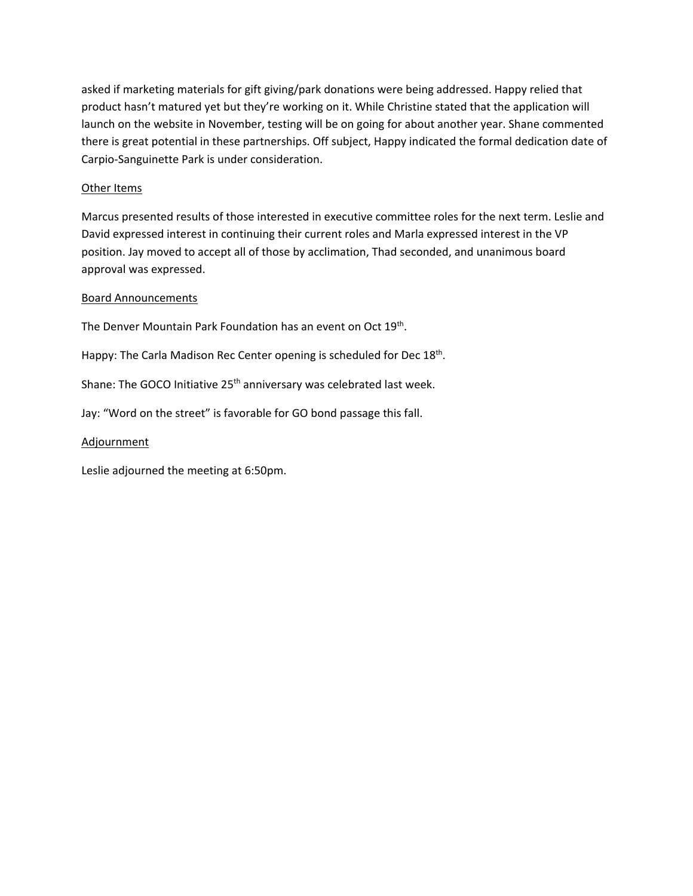asked if marketing materials for gift giving/park donations were being addressed. Happy relied that product hasn't matured yet but they're working on it. While Christine stated that the application will launch on the website in November, testing will be on going for about another year. Shane commented there is great potential in these partnerships. Off subject, Happy indicated the formal dedication date of Carpio-Sanguinette Park is under consideration.

Other Items

Marcus presented results of those interested in executive committee roles for the next term. Leslie and David expressed interest in continuing their current roles and Marla expressed interest in the VP position. Jay moved to accept all of those by acclimation, Thad seconded, and unanimous board approval was expressed.

Board Announcements

The Denver Mountain Park Foundation has an event on Oct 19th.

Happy: The Carla Madison Rec Center opening is scheduled for Dec 18th.

Shane: The GOCO Initiative 25th anniversary was celebrated last week.

Jay: "Word on the street" is favorable for GO bond passage this fall.

Adjournment

Leslie adjourned the meeting at 6:50pm.